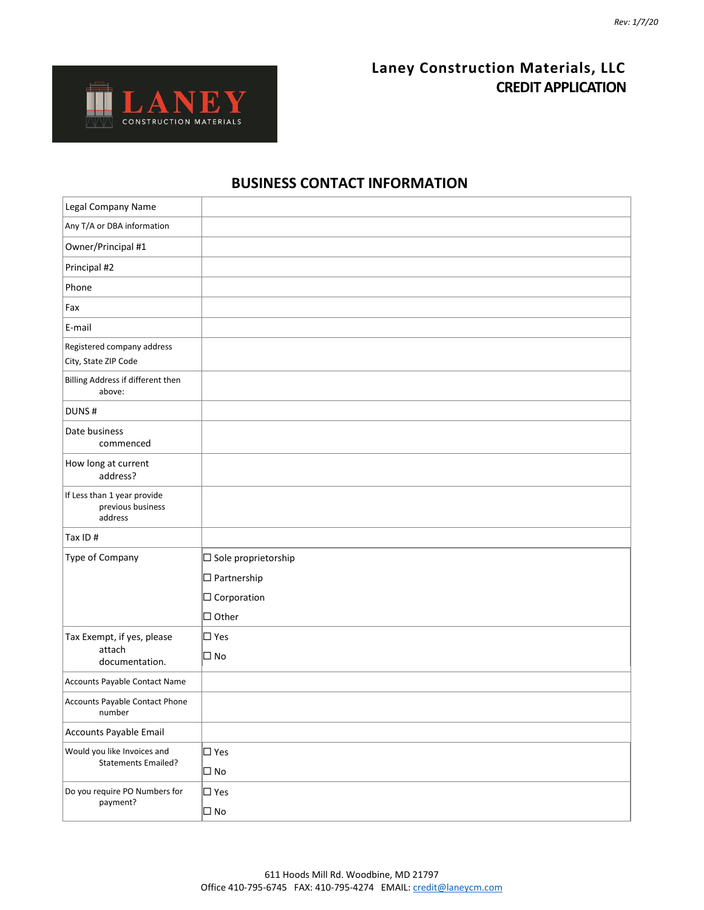Rev: 1/7/20

**Laney Construction Materials, LLC**
**CREDIT APPLICATION**

## BUSINESS CONTACT INFORMATION

| Field | |
|---|---|
| Legal Company Name | |
| Any T/A or DBA information | |
| Owner/Principal #1 | |
| Principal #2 | |
| Phone | |
| Fax | |
| E-mail | |
| Registered company address City, State ZIP Code | |
| Billing Address if different then above: | |
| DUNS # | |
| Date business commenced | |
| How long at current address? | |
| If Less than 1 year provide previous business address | |
| Tax ID # | |
| Type of Company | ☐ Sole proprietorship<br>☐ Partnership<br>☐ Corporation<br>☐ Other |
| Tax Exempt, if yes, please attach documentation. | ☐ Yes<br>☐ No |
| Accounts Payable Contact Name | |
| Accounts Payable Contact Phone number | |
| Accounts Payable Email | |
| Would you like Invoices and Statements Emailed? | ☐ Yes<br>☐ No |
| Do you require PO Numbers for payment? | ☐ Yes<br>☐ No |

611 Hoods Mill Rd. Woodbine, MD 21797
Office 410-795-6745 FAX: 410-795-4274 EMAIL: credit@laneycm.com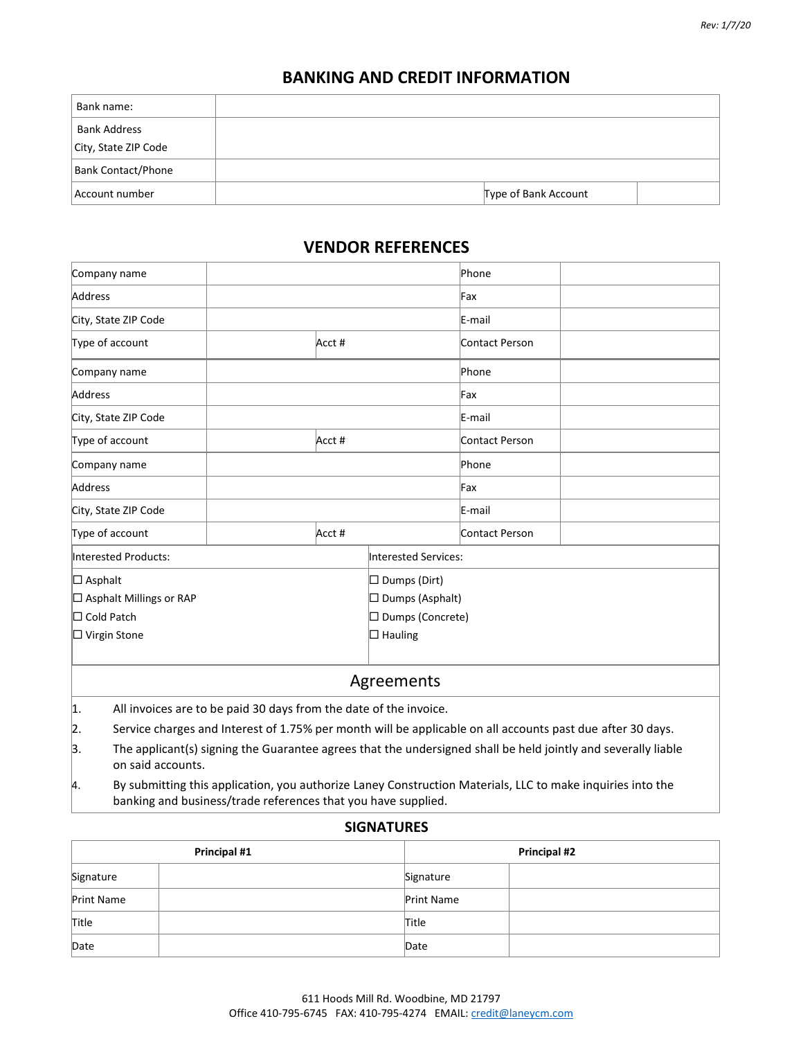## BANKING AND CREDIT INFORMATION

| Bank name: | | | |
|---|---|---|---|
| Bank Address<br>City, State ZIP Code | | | |
| Bank Contact/Phone | | | |
| Account number | | Type of Bank Account | |

## VENDOR REFERENCES

| Company name | | | Phone | |
|---|---|---|---|---|
| Address | | | Fax | |
| City, State ZIP Code | | | E-mail | |
| Type of account | | Acct # | Contact Person | |
| Company name | | | Phone | |
| Address | | | Fax | |
| City, State ZIP Code | | | E-mail | |
| Type of account | | Acct # | Contact Person | |
| Company name | | | Phone | |
| Address | | | Fax | |
| City, State ZIP Code | | | E-mail | |
| Type of account | | Acct # | Contact Person | |

| Interested Products: | Interested Services: |
|---|---|
| ☐ Asphalt<br>☐ Asphalt Millings or RAP<br>☐ Cold Patch<br>☐ Virgin Stone | ☐ Dumps (Dirt)<br>☐ Dumps (Asphalt)<br>☐ Dumps (Concrete)<br>☐ Hauling |

## Agreements

1. All invoices are to be paid 30 days from the date of the invoice.
2. Service charges and Interest of 1.75% per month will be applicable on all accounts past due after 30 days.
3. The applicant(s) signing the Guarantee agrees that the undersigned shall be held jointly and severally liable on said accounts.
4. By submitting this application, you authorize Laney Construction Materials, LLC to make inquiries into the banking and business/trade references that you have supplied.

## SIGNATURES

| Principal #1 | | Principal #2 | |
|---|---|---|---|
| Signature | | Signature | |
| Print Name | | Print Name | |
| Title | | Title | |
| Date | | Date | |

611 Hoods Mill Rd. Woodbine, MD 21797
Office 410-795-6745 FAX: 410-795-4274 EMAIL: credit@laneycm.com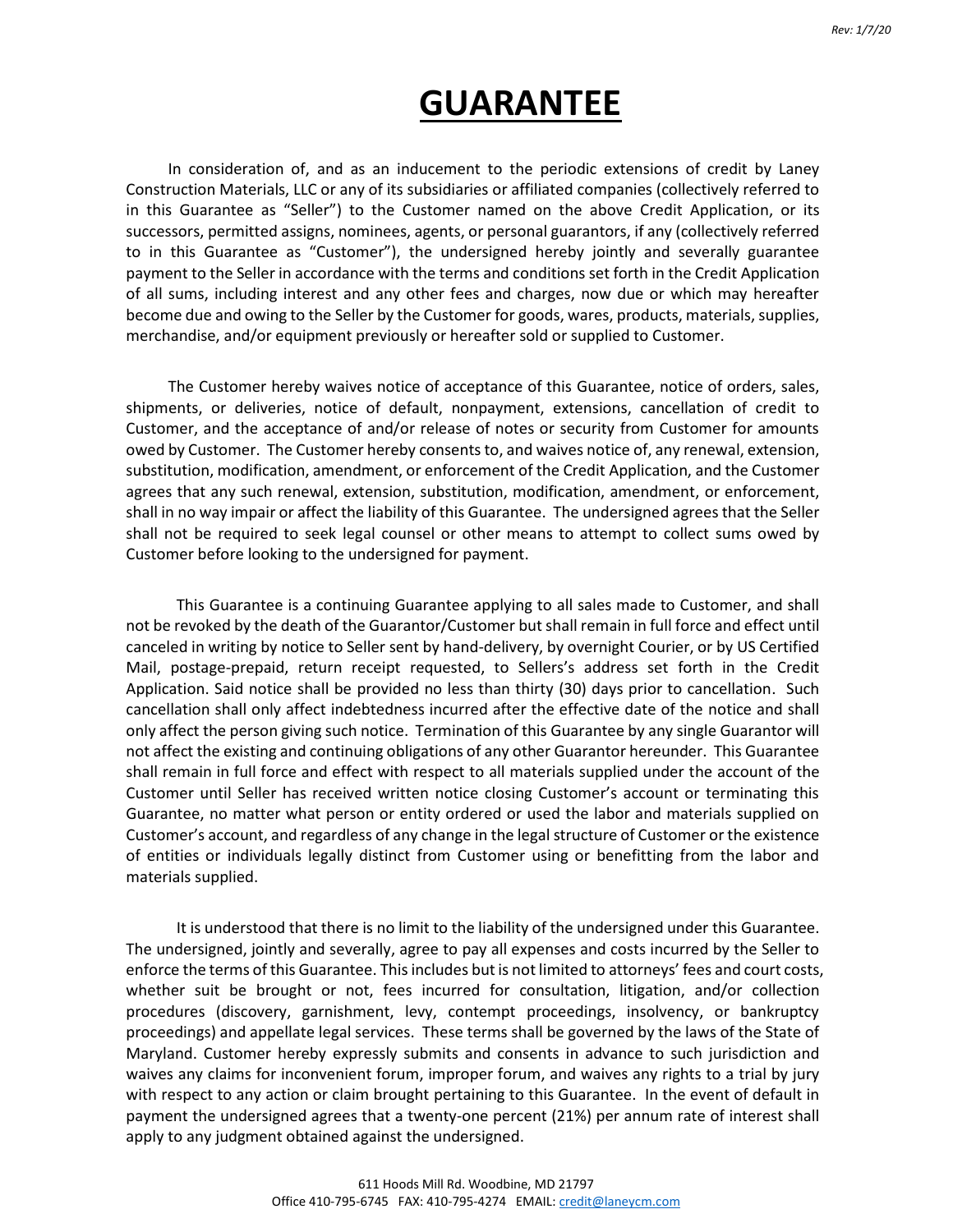# GUARANTEE

In consideration of, and as an inducement to the periodic extensions of credit by Laney Construction Materials, LLC or any of its subsidiaries or affiliated companies (collectively referred to in this Guarantee as "Seller") to the Customer named on the above Credit Application, or its successors, permitted assigns, nominees, agents, or personal guarantors, if any (collectively referred to in this Guarantee as "Customer"), the undersigned hereby jointly and severally guarantee payment to the Seller in accordance with the terms and conditions set forth in the Credit Application of all sums, including interest and any other fees and charges, now due or which may hereafter become due and owing to the Seller by the Customer for goods, wares, products, materials, supplies, merchandise, and/or equipment previously or hereafter sold or supplied to Customer.

The Customer hereby waives notice of acceptance of this Guarantee, notice of orders, sales, shipments, or deliveries, notice of default, nonpayment, extensions, cancellation of credit to Customer, and the acceptance of and/or release of notes or security from Customer for amounts owed by Customer. The Customer hereby consents to, and waives notice of, any renewal, extension, substitution, modification, amendment, or enforcement of the Credit Application, and the Customer agrees that any such renewal, extension, substitution, modification, amendment, or enforcement, shall in no way impair or affect the liability of this Guarantee. The undersigned agrees that the Seller shall not be required to seek legal counsel or other means to attempt to collect sums owed by Customer before looking to the undersigned for payment.

This Guarantee is a continuing Guarantee applying to all sales made to Customer, and shall not be revoked by the death of the Guarantor/Customer but shall remain in full force and effect until canceled in writing by notice to Seller sent by hand-delivery, by overnight Courier, or by US Certified Mail, postage-prepaid, return receipt requested, to Sellers's address set forth in the Credit Application. Said notice shall be provided no less than thirty (30) days prior to cancellation. Such cancellation shall only affect indebtedness incurred after the effective date of the notice and shall only affect the person giving such notice. Termination of this Guarantee by any single Guarantor will not affect the existing and continuing obligations of any other Guarantor hereunder. This Guarantee shall remain in full force and effect with respect to all materials supplied under the account of the Customer until Seller has received written notice closing Customer's account or terminating this Guarantee, no matter what person or entity ordered or used the labor and materials supplied on Customer's account, and regardless of any change in the legal structure of Customer or the existence of entities or individuals legally distinct from Customer using or benefitting from the labor and materials supplied.

It is understood that there is no limit to the liability of the undersigned under this Guarantee. The undersigned, jointly and severally, agree to pay all expenses and costs incurred by the Seller to enforce the terms of this Guarantee. This includes but is not limited to attorneys' fees and court costs, whether suit be brought or not, fees incurred for consultation, litigation, and/or collection procedures (discovery, garnishment, levy, contempt proceedings, insolvency, or bankruptcy proceedings) and appellate legal services. These terms shall be governed by the laws of the State of Maryland. Customer hereby expressly submits and consents in advance to such jurisdiction and waives any claims for inconvenient forum, improper forum, and waives any rights to a trial by jury with respect to any action or claim brought pertaining to this Guarantee. In the event of default in payment the undersigned agrees that a twenty-one percent (21%) per annum rate of interest shall apply to any judgment obtained against the undersigned.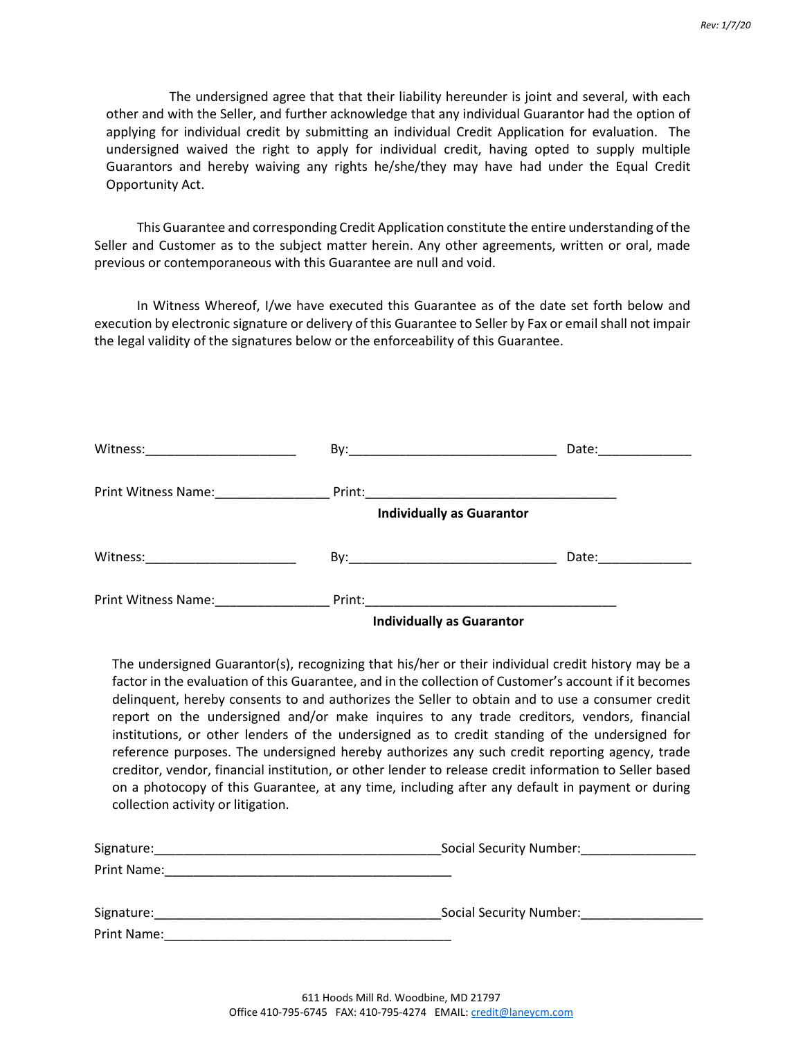The undersigned agree that that their liability hereunder is joint and several, with each other and with the Seller, and further acknowledge that any individual Guarantor had the option of applying for individual credit by submitting an individual Credit Application for evaluation. The undersigned waived the right to apply for individual credit, having opted to supply multiple Guarantors and hereby waiving any rights he/she/they may have had under the Equal Credit Opportunity Act.

This Guarantee and corresponding Credit Application constitute the entire understanding of the Seller and Customer as to the subject matter herein. Any other agreements, written or oral, made previous or contemporaneous with this Guarantee are null and void.

In Witness Whereof, I/we have executed this Guarantee as of the date set forth below and execution by electronic signature or delivery of this Guarantee to Seller by Fax or email shall not impair the legal validity of the signatures below or the enforceability of this Guarantee.

Witness:_____________________ By:_____________________________ Date:_____________

Print Witness Name:________________ Print:___________________________________

**Individually as Guarantor**

Witness:_____________________ By:_____________________________ Date:_____________

Print Witness Name:________________ Print:___________________________________

**Individually as Guarantor**

The undersigned Guarantor(s), recognizing that his/her or their individual credit history may be a factor in the evaluation of this Guarantee, and in the collection of Customer's account if it becomes delinquent, hereby consents to and authorizes the Seller to obtain and to use a consumer credit report on the undersigned and/or make inquires to any trade creditors, vendors, financial institutions, or other lenders of the undersigned as to credit standing of the undersigned for reference purposes. The undersigned hereby authorizes any such credit reporting agency, trade creditor, vendor, financial institution, or other lender to release credit information to Seller based on a photocopy of this Guarantee, at any time, including after any default in payment or during collection activity or litigation.

Signature:________________________________________Social Security Number:________________

Print Name:________________________________________

Signature:________________________________________Social Security Number:_________________

Print Name:________________________________________

611 Hoods Mill Rd. Woodbine, MD 21797
Office 410-795-6745 FAX: 410-795-4274 EMAIL: credit@laneycm.com